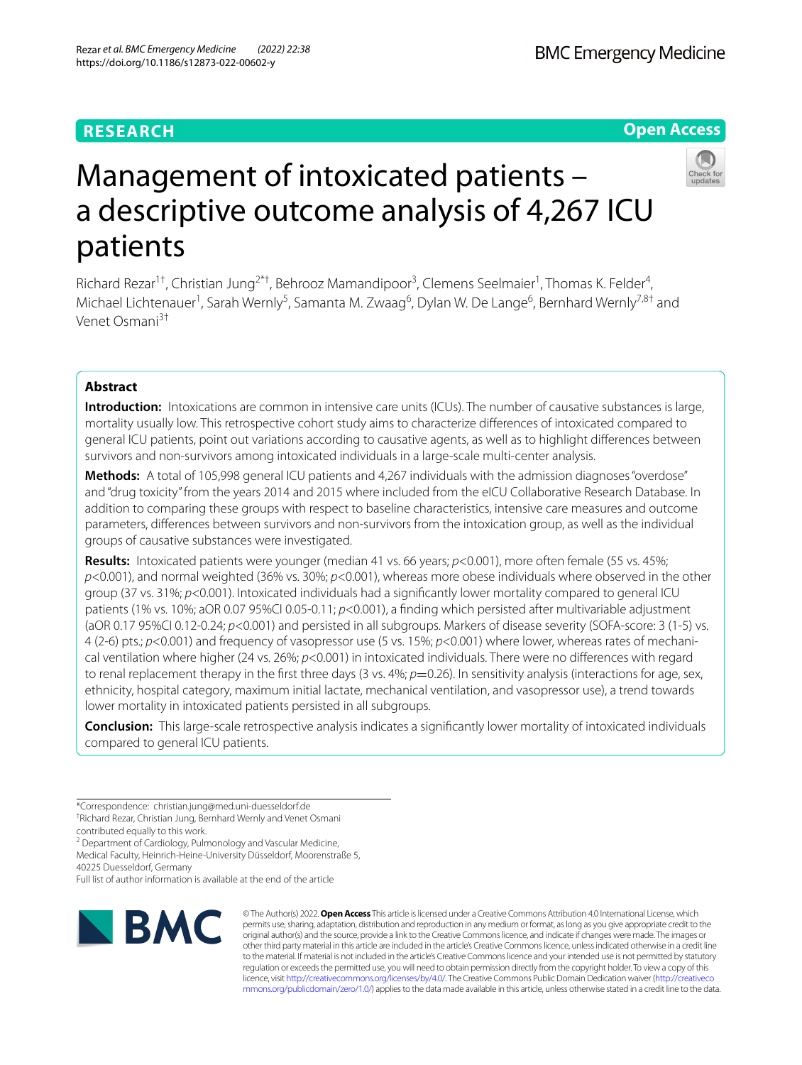RESEARCH

Open Access

# Management of intoxicated patients – a descriptive outcome analysis of 4,267 ICU patients

Richard Rezar[1†], Christian Jung[2*†], Behrooz Mamandipoor[3], Clemens Seelmaier[1], Thomas K. Felder[4], Michael Lichtenauer[1], Sarah Wernly[5], Samanta M. Zwaag[6], Dylan W. De Lange[6], Bernhard Wernly[7,8†] and Venet Osmani[3†]

## Abstract

**Introduction:** Intoxications are common in intensive care units (ICUs). The number of causative substances is large, mortality usually low. This retrospective cohort study aims to characterize differences of intoxicated compared to general ICU patients, point out variations according to causative agents, as well as to highlight differences between survivors and non-survivors among intoxicated individuals in a large-scale multi-center analysis.

**Methods:** A total of 105,998 general ICU patients and 4,267 individuals with the admission diagnoses "overdose" and "drug toxicity" from the years 2014 and 2015 where included from the eICU Collaborative Research Database. In addition to comparing these groups with respect to baseline characteristics, intensive care measures and outcome parameters, differences between survivors and non-survivors from the intoxication group, as well as the individual groups of causative substances were investigated.

**Results:** Intoxicated patients were younger (median 41 vs. 66 years; $p<0.001$), more often female (55 vs. 45%; $p<0.001$), and normal weighted (36% vs. 30%; $p<0.001$), whereas more obese individuals where observed in the other group (37 vs. 31%; $p<0.001$). Intoxicated individuals had a significantly lower mortality compared to general ICU patients (1% vs. 10%; aOR 0.07 95%CI 0.05-0.11; $p<0.001$), a finding which persisted after multivariable adjustment (aOR 0.17 95%CI 0.12-0.24; $p<0.001$) and persisted in all subgroups. Markers of disease severity (SOFA-score: 3 (1-5) vs. 4 (2-6) pts.; $p<0.001$) and frequency of vasopressor use (5 vs. 15%; $p<0.001$) where lower, whereas rates of mechanical ventilation where higher (24 vs. 26%; $p<0.001$) in intoxicated individuals. There were no differences with regard to renal replacement therapy in the first three days (3 vs. 4%; $p=0.26$). In sensitivity analysis (interactions for age, sex, ethnicity, hospital category, maximum initial lactate, mechanical ventilation, and vasopressor use), a trend towards lower mortality in intoxicated patients persisted in all subgroups.

**Conclusion:** This large-scale retrospective analysis indicates a significantly lower mortality of intoxicated individuals compared to general ICU patients.

---

*Correspondence: christian.jung@med.uni-duesseldorf.de

†Richard Rezar, Christian Jung, Bernhard Wernly and Venet Osmani contributed equally to this work.

[2] Department of Cardiology, Pulmonology and Vascular Medicine, Medical Faculty, Heinrich-Heine-University Düsseldorf, Moorenstraße 5, 40225 Duesseldorf, Germany

Full list of author information is available at the end of the article

© The Author(s) 2022. **Open Access** This article is licensed under a Creative Commons Attribution 4.0 International License, which permits use, sharing, adaptation, distribution and reproduction in any medium or format, as long as you give appropriate credit to the original author(s) and the source, provide a link to the Creative Commons licence, and indicate if changes were made. The images or other third party material in this article are included in the article's Creative Commons licence, unless indicated otherwise in a credit line to the material. If material is not included in the article's Creative Commons licence and your intended use is not permitted by statutory regulation or exceeds the permitted use, you will need to obtain permission directly from the copyright holder. To view a copy of this licence, visit http://creativecommons.org/licenses/by/4.0/. The Creative Commons Public Domain Dedication waiver (http://creativecommons.org/publicdomain/zero/1.0/) applies to the data made available in this article, unless otherwise stated in a credit line to the data.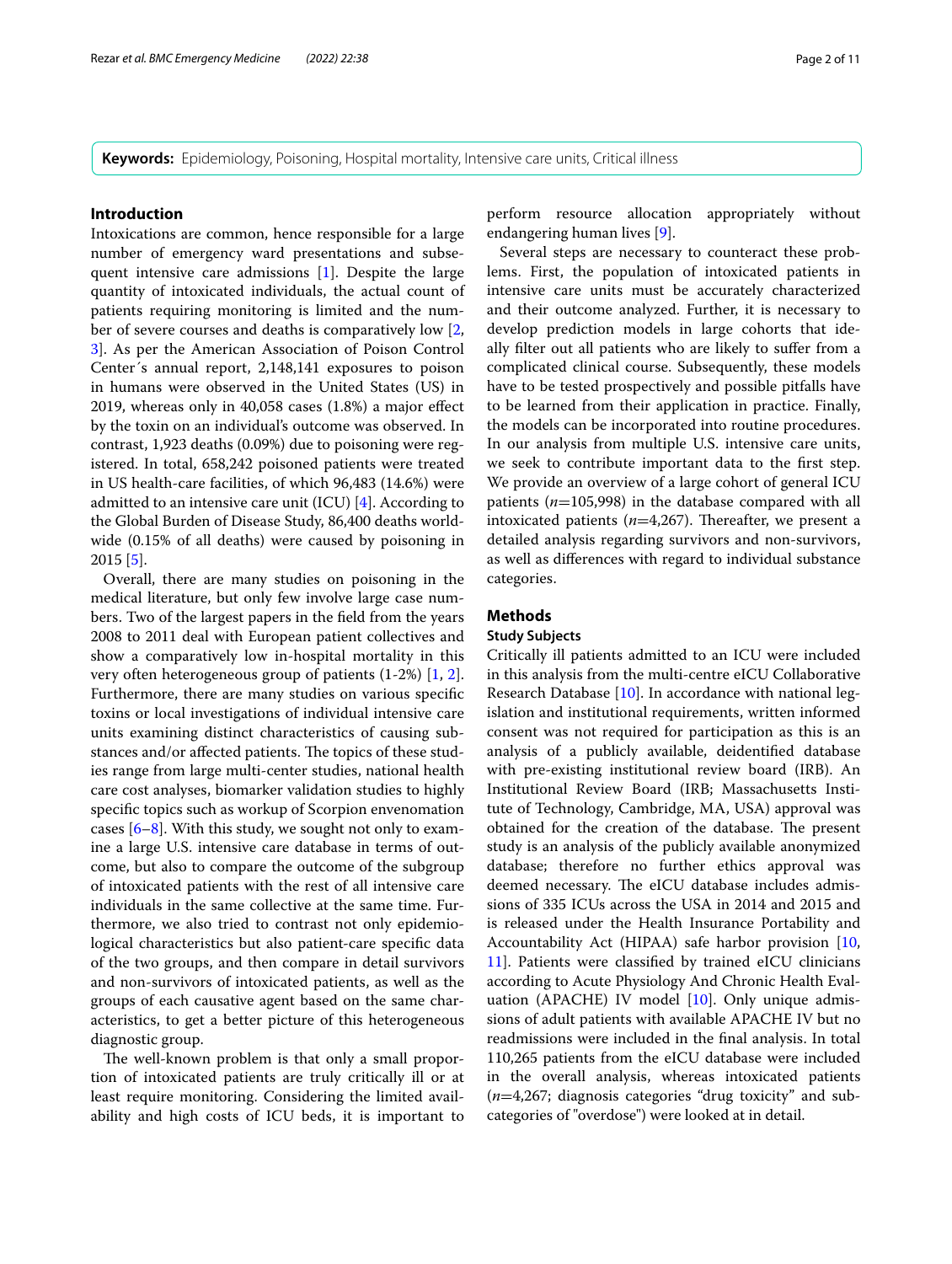**Keywords:** Epidemiology, Poisoning, Hospital mortality, Intensive care units, Critical illness

## Introduction

Intoxications are common, hence responsible for a large number of emergency ward presentations and subsequent intensive care admissions [1]. Despite the large quantity of intoxicated individuals, the actual count of patients requiring monitoring is limited and the number of severe courses and deaths is comparatively low [2, 3]. As per the American Association of Poison Control Center´s annual report, 2,148,141 exposures to poison in humans were observed in the United States (US) in 2019, whereas only in 40,058 cases (1.8%) a major effect by the toxin on an individual's outcome was observed. In contrast, 1,923 deaths (0.09%) due to poisoning were registered. In total, 658,242 poisoned patients were treated in US health-care facilities, of which 96,483 (14.6%) were admitted to an intensive care unit (ICU) [4]. According to the Global Burden of Disease Study, 86,400 deaths worldwide (0.15% of all deaths) were caused by poisoning in 2015 [5].

Overall, there are many studies on poisoning in the medical literature, but only few involve large case numbers. Two of the largest papers in the field from the years 2008 to 2011 deal with European patient collectives and show a comparatively low in-hospital mortality in this very often heterogeneous group of patients (1-2%) [1, 2]. Furthermore, there are many studies on various specific toxins or local investigations of individual intensive care units examining distinct characteristics of causing substances and/or affected patients. The topics of these studies range from large multi-center studies, national health care cost analyses, biomarker validation studies to highly specific topics such as workup of Scorpion envenomation cases [6–8]. With this study, we sought not only to examine a large U.S. intensive care database in terms of outcome, but also to compare the outcome of the subgroup of intoxicated patients with the rest of all intensive care individuals in the same collective at the same time. Furthermore, we also tried to contrast not only epidemiological characteristics but also patient-care specific data of the two groups, and then compare in detail survivors and non-survivors of intoxicated patients, as well as the groups of each causative agent based on the same characteristics, to get a better picture of this heterogeneous diagnostic group.

The well-known problem is that only a small proportion of intoxicated patients are truly critically ill or at least require monitoring. Considering the limited availability and high costs of ICU beds, it is important to perform resource allocation appropriately without endangering human lives [9].

Several steps are necessary to counteract these problems. First, the population of intoxicated patients in intensive care units must be accurately characterized and their outcome analyzed. Further, it is necessary to develop prediction models in large cohorts that ideally filter out all patients who are likely to suffer from a complicated clinical course. Subsequently, these models have to be tested prospectively and possible pitfalls have to be learned from their application in practice. Finally, the models can be incorporated into routine procedures. In our analysis from multiple U.S. intensive care units, we seek to contribute important data to the first step. We provide an overview of a large cohort of general ICU patients (*n*=105,998) in the database compared with all intoxicated patients (*n*=4,267). Thereafter, we present a detailed analysis regarding survivors and non-survivors, as well as differences with regard to individual substance categories.

## Methods

### Study Subjects

Critically ill patients admitted to an ICU were included in this analysis from the multi-centre eICU Collaborative Research Database [10]. In accordance with national legislation and institutional requirements, written informed consent was not required for participation as this is an analysis of a publicly available, deidentified database with pre-existing institutional review board (IRB). An Institutional Review Board (IRB; Massachusetts Institute of Technology, Cambridge, MA, USA) approval was obtained for the creation of the database. The present study is an analysis of the publicly available anonymized database; therefore no further ethics approval was deemed necessary. The eICU database includes admissions of 335 ICUs across the USA in 2014 and 2015 and is released under the Health Insurance Portability and Accountability Act (HIPAA) safe harbor provision [10, 11]. Patients were classified by trained eICU clinicians according to Acute Physiology And Chronic Health Evaluation (APACHE) IV model [10]. Only unique admissions of adult patients with available APACHE IV but no readmissions were included in the final analysis. In total 110,265 patients from the eICU database were included in the overall analysis, whereas intoxicated patients (*n*=4,267; diagnosis categories "drug toxicity" and subcategories of "overdose") were looked at in detail.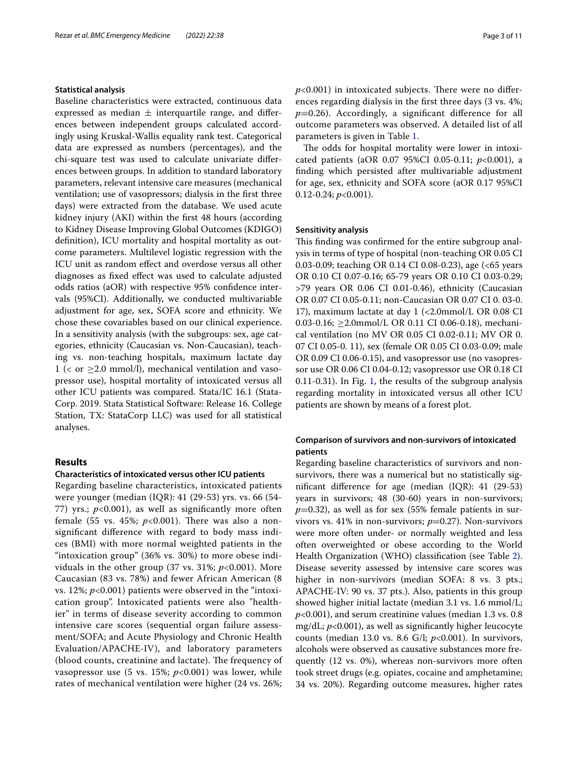### Statistical analysis

Baseline characteristics were extracted, continuous data expressed as median ± interquartile range, and differences between independent groups calculated accordingly using Kruskal-Wallis equality rank test. Categorical data are expressed as numbers (percentages), and the chi-square test was used to calculate univariate differences between groups. In addition to standard laboratory parameters, relevant intensive care measures (mechanical ventilation; use of vasopressors; dialysis in the first three days) were extracted from the database. We used acute kidney injury (AKI) within the first 48 hours (according to Kidney Disease Improving Global Outcomes (KDIGO) definition), ICU mortality and hospital mortality as outcome parameters. Multilevel logistic regression with the ICU unit as random effect and overdose versus all other diagnoses as fixed effect was used to calculate adjusted odds ratios (aOR) with respective 95% confidence intervals (95%CI). Additionally, we conducted multivariable adjustment for age, sex, SOFA score and ethnicity. We chose these covariables based on our clinical experience. In a sensitivity analysis (with the subgroups: sex, age categories, ethnicity (Caucasian vs. Non-Caucasian), teaching vs. non-teaching hospitals, maximum lactate day 1 (< or ≥2.0 mmol/l), mechanical ventilation and vasopressor use), hospital mortality of intoxicated versus all other ICU patients was compared. Stata/IC 16.1 (StataCorp. 2019. Stata Statistical Software: Release 16. College Station, TX: StataCorp LLC) was used for all statistical analyses.

## Results

### Characteristics of intoxicated versus other ICU patients

Regarding baseline characteristics, intoxicated patients were younger (median (IQR): 41 (29-53) yrs. vs. 66 (54-77) yrs.; *p*<0.001), as well as significantly more often female (55 vs. 45%; *p*<0.001). There was also a non-significant difference with regard to body mass indices (BMI) with more normal weighted patients in the "intoxication group" (36% vs. 30%) to more obese individuals in the other group (37 vs. 31%; *p*<0.001). More Caucasian (83 vs. 78%) and fewer African American (8 vs. 12%; *p*<0.001) patients were observed in the "intoxication group". Intoxicated patients were also "healthier" in terms of disease severity according to common intensive care scores (sequential organ failure assessment/SOFA; and Acute Physiology and Chronic Health Evaluation/APACHE-IV), and laboratory parameters (blood counts, creatinine and lactate). The frequency of vasopressor use (5 vs. 15%; *p*<0.001) was lower, while rates of mechanical ventilation were higher (24 vs. 26%; *p*<0.001) in intoxicated subjects. There were no differences regarding dialysis in the first three days (3 vs. 4%; *p*=0.26). Accordingly, a significant difference for all outcome parameters was observed. A detailed list of all parameters is given in Table 1.

The odds for hospital mortality were lower in intoxicated patients (aOR 0.07 95%CI 0.05-0.11; *p*<0.001), a finding which persisted after multivariable adjustment for age, sex, ethnicity and SOFA score (aOR 0.17 95%CI 0.12-0.24; *p*<0.001).

### Sensitivity analysis

This finding was confirmed for the entire subgroup analysis in terms of type of hospital (non-teaching OR 0.05 CI 0.03-0.09; teaching OR 0.14 CI 0.08-0.23), age (<65 years OR 0.10 CI 0.07-0.16; 65-79 years OR 0.10 CI 0.03-0.29; >79 years OR 0.06 CI 0.01-0.46), ethnicity (Caucasian OR 0.07 CI 0.05-0.11; non-Caucasian OR 0.07 CI 0. 03-0. 17), maximum lactate at day 1 (<2.0mmol/L OR 0.08 CI 0.03-0.16; ≥2.0mmol/L OR 0.11 CI 0.06-0.18), mechanical ventilation (no MV OR 0.05 CI 0.02-0.11; MV OR 0. 07 CI 0.05-0. 11), sex (female OR 0.05 CI 0.03-0.09; male OR 0.09 CI 0.06-0.15), and vasopressor use (no vasopressor use OR 0.06 CI 0.04-0.12; vasopressor use OR 0.18 CI 0.11-0.31). In Fig. 1, the results of the subgroup analysis regarding mortality in intoxicated versus all other ICU patients are shown by means of a forest plot.

### Comparison of survivors and non-survivors of intoxicated patients

Regarding baseline characteristics of survivors and non-survivors, there was a numerical but no statistically significant difference for age (median (IQR): 41 (29-53) years in survivors; 48 (30-60) years in non-survivors; *p*=0.32), as well as for sex (55% female patients in survivors vs. 41% in non-survivors; *p*=0.27). Non-survivors were more often under- or normally weighted and less often overweighted or obese according to the World Health Organization (WHO) classification (see Table 2). Disease severity assessed by intensive care scores was higher in non-survivors (median SOFA: 8 vs. 3 pts.; APACHE-IV: 90 vs. 37 pts.). Also, patients in this group showed higher initial lactate (median 3.1 vs. 1.6 mmol/L; *p*<0.001), and serum creatinine values (median 1.3 vs. 0.8 mg/dL; *p*<0.001), as well as significantly higher leucocyte counts (median 13.0 vs. 8.6 G/l; *p*<0.001). In survivors, alcohols were observed as causative substances more frequently (12 vs. 0%), whereas non-survivors more often took street drugs (e.g. opiates, cocaine and amphetamine; 34 vs. 20%). Regarding outcome measures, higher rates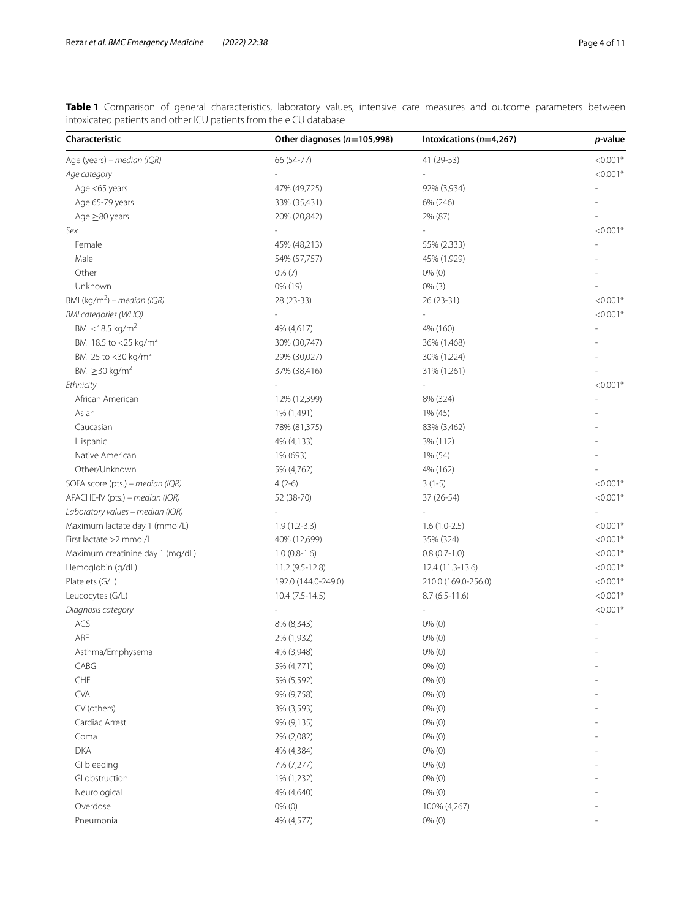**Table 1** Comparison of general characteristics, laboratory values, intensive care measures and outcome parameters between intoxicated patients and other ICU patients from the eICU database

| Characteristic | Other diagnoses ($n$=105,998) | Intoxications ($n$=4,267) | $p$-value |
|---|---|---|---|
| Age (years) – *median (IQR)* | 66 (54-77) | 41 (29-53) | <0.001* |
| *Age category* | - | - | <0.001* |
| Age <65 years | 47% (49,725) | 92% (3,934) | - |
| Age 65-79 years | 33% (35,431) | 6% (246) | - |
| Age ≥80 years | 20% (20,842) | 2% (87) | - |
| *Sex* | - | - | <0.001* |
| Female | 45% (48,213) | 55% (2,333) | - |
| Male | 54% (57,757) | 45% (1,929) | - |
| Other | 0% (7) | 0% (0) | - |
| Unknown | 0% (19) | 0% (3) | - |
| BMI (kg/m$^2$) – *median (IQR)* | 28 (23-33) | 26 (23-31) | <0.001* |
| *BMI categories (WHO)* | - | - | <0.001* |
| BMI <18.5 kg/m$^2$ | 4% (4,617) | 4% (160) | - |
| BMI 18.5 to <25 kg/m$^2$ | 30% (30,747) | 36% (1,468) | - |
| BMI 25 to <30 kg/m$^2$ | 29% (30,027) | 30% (1,224) | - |
| BMI ≥30 kg/m$^2$ | 37% (38,416) | 31% (1,261) | - |
| *Ethnicity* | - | - | <0.001* |
| African American | 12% (12,399) | 8% (324) | - |
| Asian | 1% (1,491) | 1% (45) | - |
| Caucasian | 78% (81,375) | 83% (3,462) | - |
| Hispanic | 4% (4,133) | 3% (112) | - |
| Native American | 1% (693) | 1% (54) | - |
| Other/Unknown | 5% (4,762) | 4% (162) | - |
| SOFA score (pts.) – *median (IQR)* | 4 (2-6) | 3 (1-5) | <0.001* |
| APACHE-IV (pts.) – *median (IQR)* | 52 (38-70) | 37 (26-54) | <0.001* |
| *Laboratory values – median (IQR)* | - | - | - |
| Maximum lactate day 1 (mmol/L) | 1.9 (1.2-3.3) | 1.6 (1.0-2.5) | <0.001* |
| First lactate >2 mmol/L | 40% (12,699) | 35% (324) | <0.001* |
| Maximum creatinine day 1 (mg/dL) | 1.0 (0.8-1.6) | 0.8 (0.7-1.0) | <0.001* |
| Hemoglobin (g/dL) | 11.2 (9.5-12.8) | 12.4 (11.3-13.6) | <0.001* |
| Platelets (G/L) | 192.0 (144.0-249.0) | 210.0 (169.0-256.0) | <0.001* |
| Leucocytes (G/L) | 10.4 (7.5-14.5) | 8.7 (6.5-11.6) | <0.001* |
| *Diagnosis category* | - | - | <0.001* |
| ACS | 8% (8,343) | 0% (0) | - |
| ARF | 2% (1,932) | 0% (0) | - |
| Asthma/Emphysema | 4% (3,948) | 0% (0) | - |
| CABG | 5% (4,771) | 0% (0) | - |
| CHF | 5% (5,592) | 0% (0) | - |
| CVA | 9% (9,758) | 0% (0) | - |
| CV (others) | 3% (3,593) | 0% (0) | - |
| Cardiac Arrest | 9% (9,135) | 0% (0) | - |
| Coma | 2% (2,082) | 0% (0) | - |
| DKA | 4% (4,384) | 0% (0) | - |
| GI bleeding | 7% (7,277) | 0% (0) | - |
| GI obstruction | 1% (1,232) | 0% (0) | - |
| Neurological | 4% (4,640) | 0% (0) | - |
| Overdose | 0% (0) | 100% (4,267) | - |
| Pneumonia | 4% (4,577) | 0% (0) | - |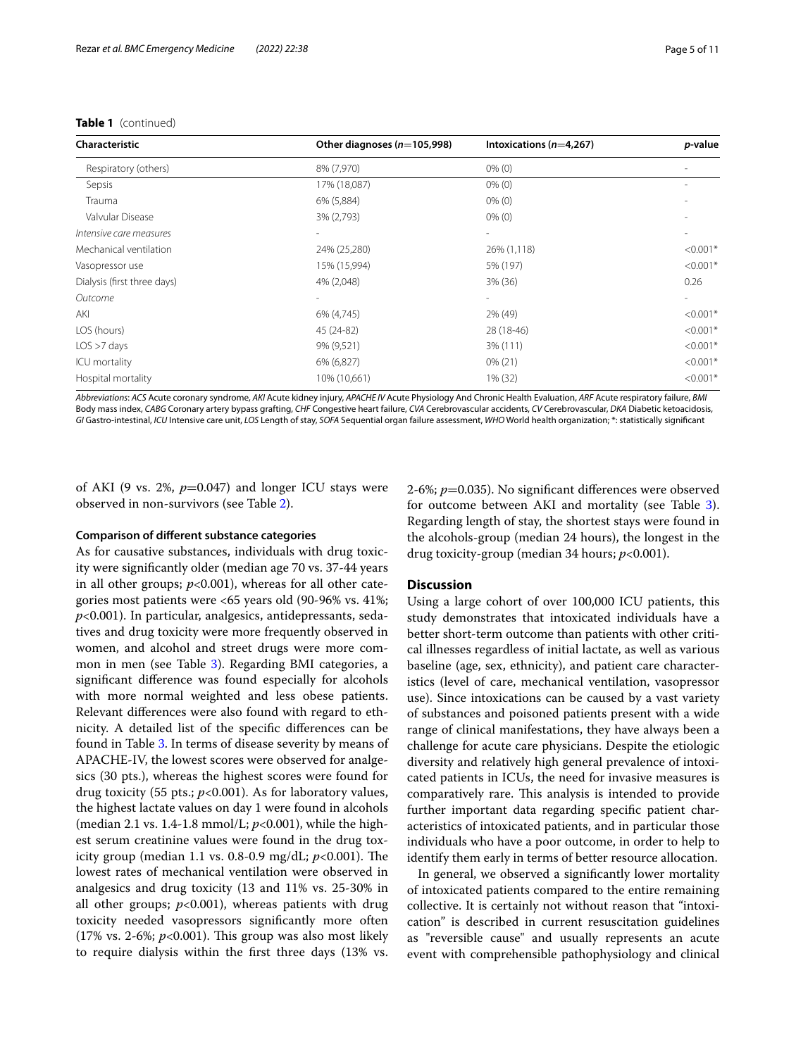**Table 1** (continued)

| Characteristic | Other diagnoses ($n$=105,998) | Intoxications ($n$=4,267) | $p$-value |
|---|---|---|---|
| Respiratory (others) | 8% (7,970) | 0% (0) | - |
| Sepsis | 17% (18,087) | 0% (0) | - |
| Trauma | 6% (5,884) | 0% (0) | - |
| Valvular Disease | 3% (2,793) | 0% (0) | - |
| *Intensive care measures* | - | - | - |
| Mechanical ventilation | 24% (25,280) | 26% (1,118) | <0.001* |
| Vasopressor use | 15% (15,994) | 5% (197) | <0.001* |
| Dialysis (first three days) | 4% (2,048) | 3% (36) | 0.26 |
| *Outcome* | - | - | - |
| AKI | 6% (4,745) | 2% (49) | <0.001* |
| LOS (hours) | 45 (24-82) | 28 (18-46) | <0.001* |
| LOS >7 days | 9% (9,521) | 3% (111) | <0.001* |
| ICU mortality | 6% (6,827) | 0% (21) | <0.001* |
| Hospital mortality | 10% (10,661) | 1% (32) | <0.001* |

*Abbreviations*: *ACS* Acute coronary syndrome, *AKI* Acute kidney injury, *APACHE IV* Acute Physiology And Chronic Health Evaluation, *ARF* Acute respiratory failure, *BMI* Body mass index, *CABG* Coronary artery bypass grafting, *CHF* Congestive heart failure, *CVA* Cerebrovascular accidents, *CV* Cerebrovascular, *DKA* Diabetic ketoacidosis, *GI* Gastro-intestinal, *ICU* Intensive care unit, *LOS* Length of stay, *SOFA* Sequential organ failure assessment, *WHO* World health organization; *: statistically significant

of AKI (9 vs. 2%, $p$=0.047) and longer ICU stays were observed in non-survivors (see Table 2).

### Comparison of different substance categories

As for causative substances, individuals with drug toxicity were significantly older (median age 70 vs. 37-44 years in all other groups; $p$<0.001), whereas for all other categories most patients were <65 years old (90-96% vs. 41%; $p$<0.001). In particular, analgesics, antidepressants, sedatives and drug toxicity were more frequently observed in women, and alcohol and street drugs were more common in men (see Table 3). Regarding BMI categories, a significant difference was found especially for alcohols with more normal weighted and less obese patients. Relevant differences were also found with regard to ethnicity. A detailed list of the specific differences can be found in Table 3. In terms of disease severity by means of APACHE-IV, the lowest scores were observed for analgesics (30 pts.), whereas the highest scores were found for drug toxicity (55 pts.; $p$<0.001). As for laboratory values, the highest lactate values on day 1 were found in alcohols (median 2.1 vs. 1.4-1.8 mmol/L; $p$<0.001), while the highest serum creatinine values were found in the drug toxicity group (median 1.1 vs. 0.8-0.9 mg/dL; $p$<0.001). The lowest rates of mechanical ventilation were observed in analgesics and drug toxicity (13 and 11% vs. 25-30% in all other groups; $p$<0.001), whereas patients with drug toxicity needed vasopressors significantly more often (17% vs. 2-6%; $p$<0.001). This group was also most likely to require dialysis within the first three days (13% vs. 2-6%; $p$=0.035). No significant differences were observed for outcome between AKI and mortality (see Table 3). Regarding length of stay, the shortest stays were found in the alcohols-group (median 24 hours), the longest in the drug toxicity-group (median 34 hours; $p$<0.001).

## Discussion

Using a large cohort of over 100,000 ICU patients, this study demonstrates that intoxicated individuals have a better short-term outcome than patients with other critical illnesses regardless of initial lactate, as well as various baseline (age, sex, ethnicity), and patient care characteristics (level of care, mechanical ventilation, vasopressor use). Since intoxications can be caused by a vast variety of substances and poisoned patients present with a wide range of clinical manifestations, they have always been a challenge for acute care physicians. Despite the etiologic diversity and relatively high general prevalence of intoxicated patients in ICUs, the need for invasive measures is comparatively rare. This analysis is intended to provide further important data regarding specific patient characteristics of intoxicated patients, and in particular those individuals who have a poor outcome, in order to help to identify them early in terms of better resource allocation.

In general, we observed a significantly lower mortality of intoxicated patients compared to the entire remaining collective. It is certainly not without reason that "intoxication" is described in current resuscitation guidelines as "reversible cause" and usually represents an acute event with comprehensible pathophysiology and clinical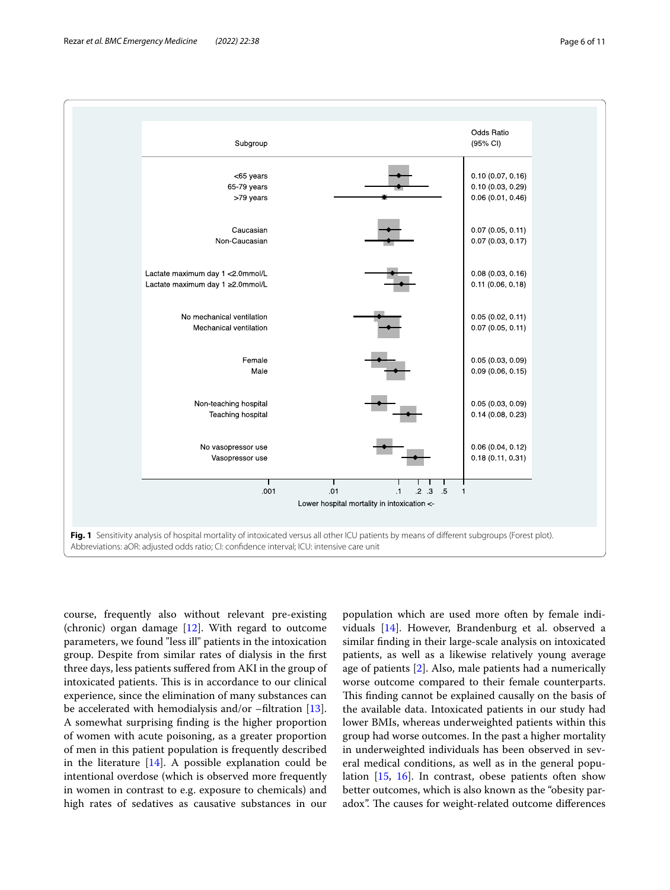| Subgroup | Odds Ratio (95% CI) |
| --- | --- |
| <65 years | 0.10 (0.07, 0.16) |
| 65-79 years | 0.10 (0.03, 0.29) |
| >79 years | 0.06 (0.01, 0.46) |
| Caucasian | 0.07 (0.05, 0.11) |
| Non-Caucasian | 0.07 (0.03, 0.17) |
| Lactate maximum day 1 <2.0mmol/L | 0.08 (0.03, 0.16) |
| Lactate maximum day 1 ≥2.0mmol/L | 0.11 (0.06, 0.18) |
| No mechanical ventilation | 0.05 (0.02, 0.11) |
| Mechanical ventilation | 0.07 (0.05, 0.11) |
| Female | 0.05 (0.03, 0.09) |
| Male | 0.09 (0.06, 0.15) |
| Non-teaching hospital | 0.05 (0.03, 0.09) |
| Teaching hospital | 0.14 (0.08, 0.23) |
| No vasopressor use | 0.06 (0.04, 0.12) |
| Vasopressor use | 0.18 (0.11, 0.31) |

Lower hospital mortality in intoxication <-

**Fig. 1** Sensitivity analysis of hospital mortality of intoxicated versus all other ICU patients by means of different subgroups (Forest plot). Abbreviations: aOR: adjusted odds ratio; CI: confidence interval; ICU: intensive care unit

course, frequently also without relevant pre-existing (chronic) organ damage [12]. With regard to outcome parameters, we found "less ill" patients in the intoxication group. Despite from similar rates of dialysis in the first three days, less patients suffered from AKI in the group of intoxicated patients. This is in accordance to our clinical experience, since the elimination of many substances can be accelerated with hemodialysis and/or –filtration [13]. A somewhat surprising finding is the higher proportion of women with acute poisoning, as a greater proportion of men in this patient population is frequently described in the literature [14]. A possible explanation could be intentional overdose (which is observed more frequently in women in contrast to e.g. exposure to chemicals) and high rates of sedatives as causative substances in our population which are used more often by female individuals [14]. However, Brandenburg et al. observed a similar finding in their large-scale analysis on intoxicated patients, as well as a likewise relatively young average age of patients [2]. Also, male patients had a numerically worse outcome compared to their female counterparts. This finding cannot be explained causally on the basis of the available data. Intoxicated patients in our study had lower BMIs, whereas underweighted patients within this group had worse outcomes. In the past a higher mortality in underweighted individuals has been observed in several medical conditions, as well as in the general population [15, 16]. In contrast, obese patients often show better outcomes, which is also known as the "obesity paradox". The causes for weight-related outcome differences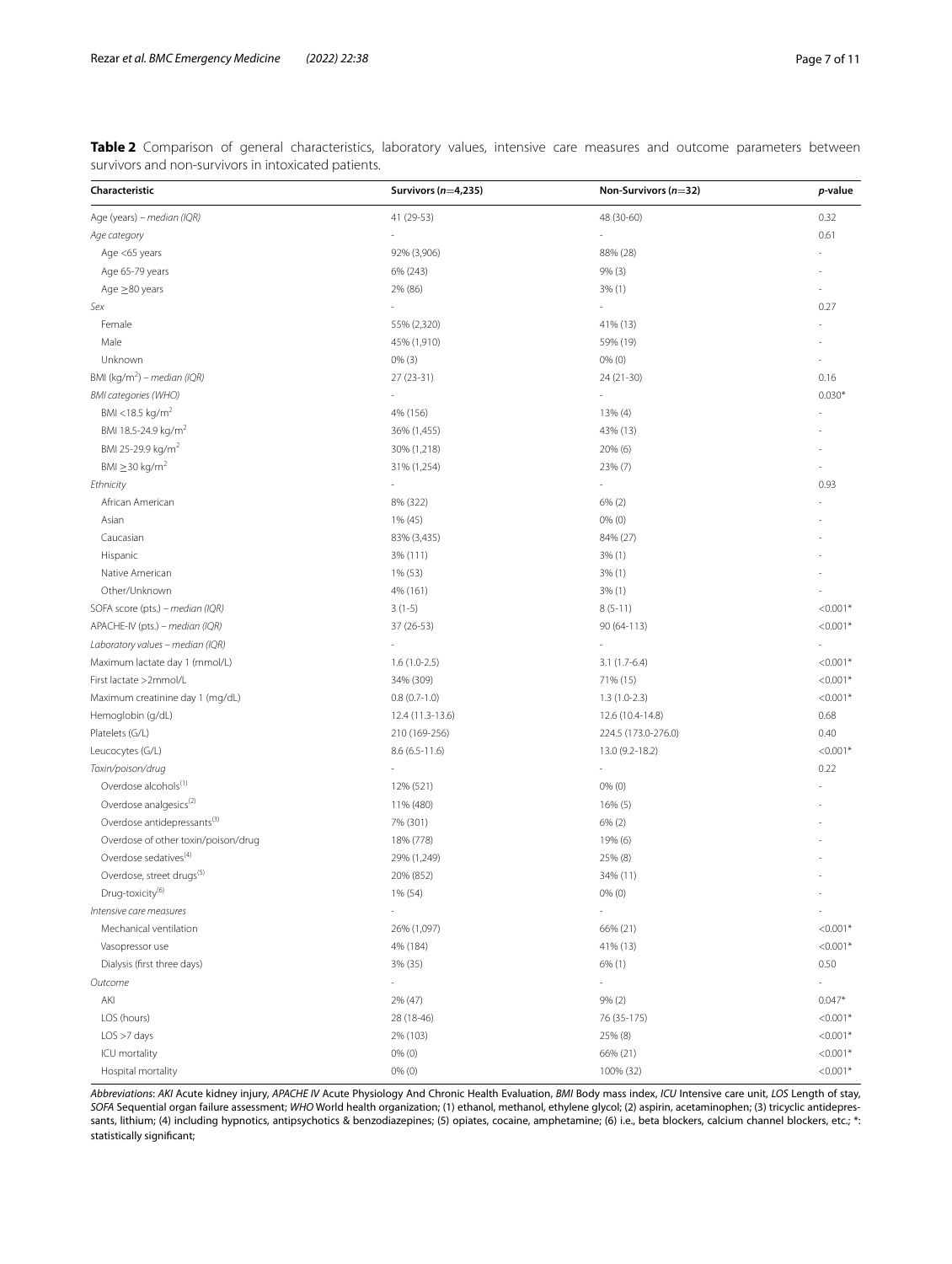**Table 2** Comparison of general characteristics, laboratory values, intensive care measures and outcome parameters between survivors and non-survivors in intoxicated patients.

| Characteristic | Survivors ($n$=4,235) | Non-Survivors ($n$=32) | *p*-value |
|---|---|---|---|
| Age (years) – *median (IQR)* | 41 (29-53) | 48 (30-60) | 0.32 |
| *Age category* | - | - | 0.61 |
| Age <65 years | 92% (3,906) | 88% (28) | - |
| Age 65-79 years | 6% (243) | 9% (3) | - |
| Age ≥80 years | 2% (86) | 3% (1) | - |
| *Sex* | - | - | 0.27 |
| Female | 55% (2,320) | 41% (13) | - |
| Male | 45% (1,910) | 59% (19) | - |
| Unknown | 0% (3) | 0% (0) | - |
| BMI (kg/m$^2$) – *median (IQR)* | 27 (23-31) | 24 (21-30) | 0.16 |
| *BMI categories (WHO)* | - | - | 0.030* |
| BMI <18.5 kg/m$^2$ | 4% (156) | 13% (4) | - |
| BMI 18.5-24.9 kg/m$^2$ | 36% (1,455) | 43% (13) | - |
| BMI 25-29.9 kg/m$^2$ | 30% (1,218) | 20% (6) | - |
| BMI ≥30 kg/m$^2$ | 31% (1,254) | 23% (7) | - |
| *Ethnicity* | - | - | 0.93 |
| African American | 8% (322) | 6% (2) | - |
| Asian | 1% (45) | 0% (0) | - |
| Caucasian | 83% (3,435) | 84% (27) | - |
| Hispanic | 3% (111) | 3% (1) | - |
| Native American | 1% (53) | 3% (1) | - |
| Other/Unknown | 4% (161) | 3% (1) | - |
| SOFA score (pts.) – *median (IQR)* | 3 (1-5) | 8 (5-11) | <0.001* |
| APACHE-IV (pts.) – *median (IQR)* | 37 (26-53) | 90 (64-113) | <0.001* |
| *Laboratory values – median (IQR)* | - | - | - |
| Maximum lactate day 1 (mmol/L) | 1.6 (1.0-2.5) | 3.1 (1.7-6.4) | <0.001* |
| First lactate >2mmol/L | 34% (309) | 71% (15) | <0.001* |
| Maximum creatinine day 1 (mg/dL) | 0.8 (0.7-1.0) | 1.3 (1.0-2.3) | <0.001* |
| Hemoglobin (g/dL) | 12.4 (11.3-13.6) | 12.6 (10.4-14.8) | 0.68 |
| Platelets (G/L) | 210 (169-256) | 224.5 (173.0-276.0) | 0.40 |
| Leucocytes (G/L) | 8.6 (6.5-11.6) | 13.0 (9.2-18.2) | <0.001* |
| *Toxin/poison/drug* | - | - | 0.22 |
| Overdose alcohols[(1)] | 12% (521) | 0% (0) | - |
| Overdose analgesics[(2)] | 11% (480) | 16% (5) | - |
| Overdose antidepressants[(3)] | 7% (301) | 6% (2) | - |
| Overdose of other toxin/poison/drug | 18% (778) | 19% (6) | - |
| Overdose sedatives[(4)] | 29% (1,249) | 25% (8) | - |
| Overdose, street drugs[(5)] | 20% (852) | 34% (11) | - |
| Drug-toxicity[(6)] | 1% (54) | 0% (0) | - |
| *Intensive care measures* | - | - | - |
| Mechanical ventilation | 26% (1,097) | 66% (21) | <0.001* |
| Vasopressor use | 4% (184) | 41% (13) | <0.001* |
| Dialysis (first three days) | 3% (35) | 6% (1) | 0.50 |
| *Outcome* | - | - | - |
| AKI | 2% (47) | 9% (2) | 0.047* |
| LOS (hours) | 28 (18-46) | 76 (35-175) | <0.001* |
| LOS >7 days | 2% (103) | 25% (8) | <0.001* |
| ICU mortality | 0% (0) | 66% (21) | <0.001* |
| Hospital mortality | 0% (0) | 100% (32) | <0.001* |

*Abbreviations*: *AKI* Acute kidney injury, *APACHE IV* Acute Physiology And Chronic Health Evaluation, *BMI* Body mass index, *ICU* Intensive care unit, *LOS* Length of stay, *SOFA* Sequential organ failure assessment; *WHO* World health organization; (1) ethanol, methanol, ethylene glycol; (2) aspirin, acetaminophen; (3) tricyclic antidepressants, lithium; (4) including hypnotics, antipsychotics & benzodiazepines; (5) opiates, cocaine, amphetamine; (6) i.e., beta blockers, calcium channel blockers, etc.; *: statistically significant;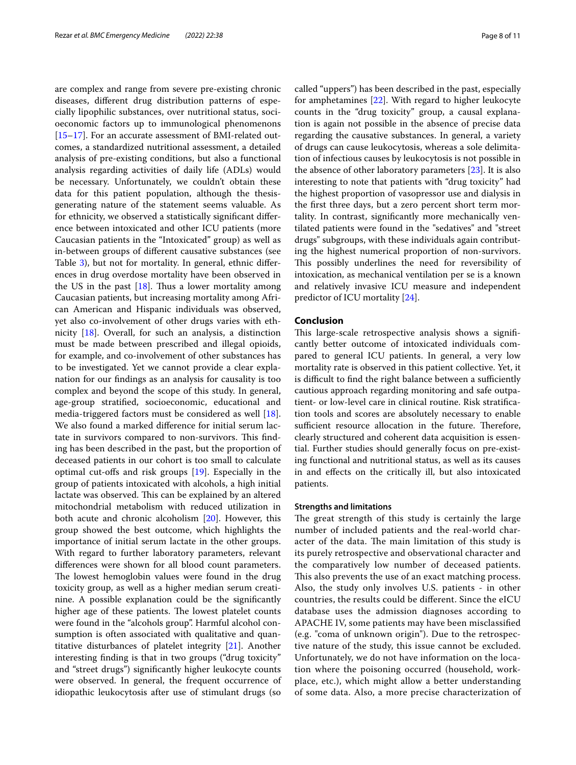are complex and range from severe pre-existing chronic diseases, different drug distribution patterns of especially lipophilic substances, over nutritional status, socioeconomic factors up to immunological phenomenons [15–17]. For an accurate assessment of BMI-related outcomes, a standardized nutritional assessment, a detailed analysis of pre-existing conditions, but also a functional analysis regarding activities of daily life (ADLs) would be necessary. Unfortunately, we couldn't obtain these data for this patient population, although the thesis-generating nature of the statement seems valuable. As for ethnicity, we observed a statistically significant difference between intoxicated and other ICU patients (more Caucasian patients in the "Intoxicated" group) as well as in-between groups of different causative substances (see Table 3), but not for mortality. In general, ethnic differences in drug overdose mortality have been observed in the US in the past [18]. Thus a lower mortality among Caucasian patients, but increasing mortality among African American and Hispanic individuals was observed, yet also co-involvement of other drugs varies with ethnicity [18]. Overall, for such an analysis, a distinction must be made between prescribed and illegal opioids, for example, and co-involvement of other substances has to be investigated. Yet we cannot provide a clear explanation for our findings as an analysis for causality is too complex and beyond the scope of this study. In general, age-group stratified, socioeconomic, educational and media-triggered factors must be considered as well [18]. We also found a marked difference for initial serum lactate in survivors compared to non-survivors. This finding has been described in the past, but the proportion of deceased patients in our cohort is too small to calculate optimal cut-offs and risk groups [19]. Especially in the group of patients intoxicated with alcohols, a high initial lactate was observed. This can be explained by an altered mitochondrial metabolism with reduced utilization in both acute and chronic alcoholism [20]. However, this group showed the best outcome, which highlights the importance of initial serum lactate in the other groups. With regard to further laboratory parameters, relevant differences were shown for all blood count parameters. The lowest hemoglobin values were found in the drug toxicity group, as well as a higher median serum creatinine. A possible explanation could be the significantly higher age of these patients. The lowest platelet counts were found in the "alcohols group". Harmful alcohol consumption is often associated with qualitative and quantitative disturbances of platelet integrity [21]. Another interesting finding is that in two groups ("drug toxicity" and "street drugs") significantly higher leukocyte counts were observed. In general, the frequent occurrence of idiopathic leukocytosis after use of stimulant drugs (so called "uppers") has been described in the past, especially for amphetamines [22]. With regard to higher leukocyte counts in the "drug toxicity" group, a causal explanation is again not possible in the absence of precise data regarding the causative substances. In general, a variety of drugs can cause leukocytosis, whereas a sole delimitation of infectious causes by leukocytosis is not possible in the absence of other laboratory parameters [23]. It is also interesting to note that patients with "drug toxicity" had the highest proportion of vasopressor use and dialysis in the first three days, but a zero percent short term mortality. In contrast, significantly more mechanically ventilated patients were found in the "sedatives" and "street drugs" subgroups, with these individuals again contributing the highest numerical proportion of non-survivors. This possibly underlines the need for reversibility of intoxication, as mechanical ventilation per se is a known and relatively invasive ICU measure and independent predictor of ICU mortality [24].

## Conclusion

This large-scale retrospective analysis shows a significantly better outcome of intoxicated individuals compared to general ICU patients. In general, a very low mortality rate is observed in this patient collective. Yet, it is difficult to find the right balance between a sufficiently cautious approach regarding monitoring and safe outpatient- or low-level care in clinical routine. Risk stratification tools and scores are absolutely necessary to enable sufficient resource allocation in the future. Therefore, clearly structured and coherent data acquisition is essential. Further studies should generally focus on pre-existing functional and nutritional status, as well as its causes in and effects on the critically ill, but also intoxicated patients.

### Strengths and limitations

The great strength of this study is certainly the large number of included patients and the real-world character of the data. The main limitation of this study is its purely retrospective and observational character and the comparatively low number of deceased patients. This also prevents the use of an exact matching process. Also, the study only involves U.S. patients - in other countries, the results could be different. Since the eICU database uses the admission diagnoses according to APACHE IV, some patients may have been misclassified (e.g. "coma of unknown origin"). Due to the retrospective nature of the study, this issue cannot be excluded. Unfortunately, we do not have information on the location where the poisoning occurred (household, workplace, etc.), which might allow a better understanding of some data. Also, a more precise characterization of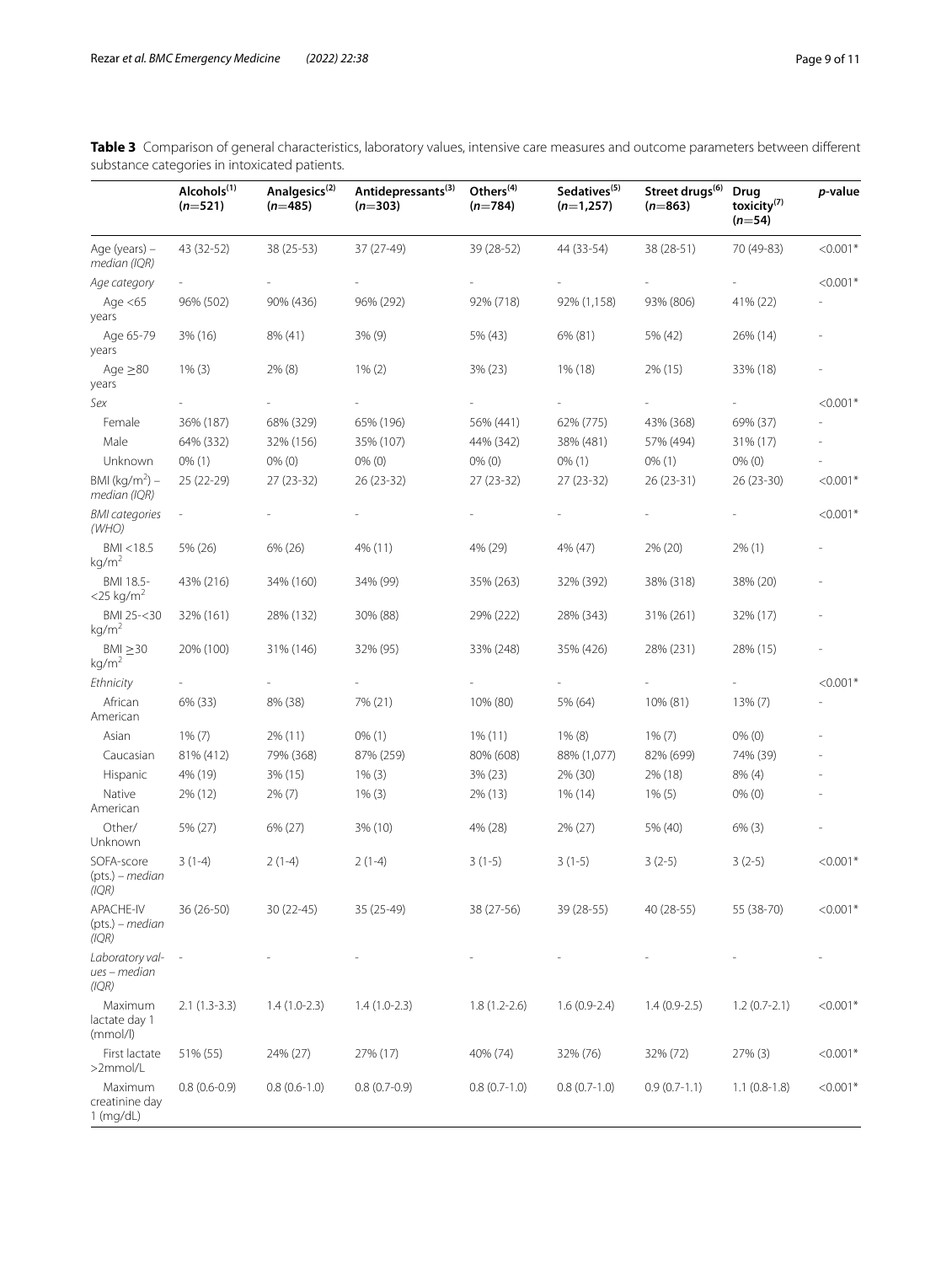**Table 3** Comparison of general characteristics, laboratory values, intensive care measures and outcome parameters between different substance categories in intoxicated patients.

| | Alcohols[(1)] (n=521) | Analgesics[(2)] (n=485) | Antidepressants[(3)] (n=303) | Others[(4)] (n=784) | Sedatives[(5)] (n=1,257) | Street drugs[(6)] (n=863) | Drug toxicity[(7)] (n=54) | p-value |
|---|---|---|---|---|---|---|---|---|
| Age (years) – *median (IQR)* | 43 (32-52) | 38 (25-53) | 37 (27-49) | 39 (28-52) | 44 (33-54) | 38 (28-51) | 70 (49-83) | <0.001* |
| *Age category* | - | - | - | - | - | - | - | <0.001* |
| Age <65 years | 96% (502) | 90% (436) | 96% (292) | 92% (718) | 92% (1,158) | 93% (806) | 41% (22) | - |
| Age 65-79 years | 3% (16) | 8% (41) | 3% (9) | 5% (43) | 6% (81) | 5% (42) | 26% (14) | - |
| Age ≥80 years | 1% (3) | 2% (8) | 1% (2) | 3% (23) | 1% (18) | 2% (15) | 33% (18) | - |
| *Sex* | - | - | - | - | - | - | - | <0.001* |
| Female | 36% (187) | 68% (329) | 65% (196) | 56% (441) | 62% (775) | 43% (368) | 69% (37) | - |
| Male | 64% (332) | 32% (156) | 35% (107) | 44% (342) | 38% (481) | 57% (494) | 31% (17) | - |
| Unknown | 0% (1) | 0% (0) | 0% (0) | 0% (0) | 0% (1) | 0% (1) | 0% (0) | - |
| BMI (kg/m$^2$) – *median (IQR)* | 25 (22-29) | 27 (23-32) | 26 (23-32) | 27 (23-32) | 27 (23-32) | 26 (23-31) | 26 (23-30) | <0.001* |
| *BMI categories (WHO)* | - | - | - | - | - | - | - | <0.001* |
| BMI <18.5 kg/m$^2$ | 5% (26) | 6% (26) | 4% (11) | 4% (29) | 4% (47) | 2% (20) | 2% (1) | - |
| BMI 18.5-<25 kg/m$^2$ | 43% (216) | 34% (160) | 34% (99) | 35% (263) | 32% (392) | 38% (318) | 38% (20) | - |
| BMI 25-<30 kg/m$^2$ | 32% (161) | 28% (132) | 30% (88) | 29% (222) | 28% (343) | 31% (261) | 32% (17) | - |
| BMI ≥30 kg/m$^2$ | 20% (100) | 31% (146) | 32% (95) | 33% (248) | 35% (426) | 28% (231) | 28% (15) | - |
| *Ethnicity* | - | - | - | - | - | - | - | <0.001* |
| African American | 6% (33) | 8% (38) | 7% (21) | 10% (80) | 5% (64) | 10% (81) | 13% (7) | - |
| Asian | 1% (7) | 2% (11) | 0% (1) | 1% (11) | 1% (8) | 1% (7) | 0% (0) | - |
| Caucasian | 81% (412) | 79% (368) | 87% (259) | 80% (608) | 88% (1,077) | 82% (699) | 74% (39) | - |
| Hispanic | 4% (19) | 3% (15) | 1% (3) | 3% (23) | 2% (30) | 2% (18) | 8% (4) | - |
| Native American | 2% (12) | 2% (7) | 1% (3) | 2% (13) | 1% (14) | 1% (5) | 0% (0) | - |
| Other/ Unknown | 5% (27) | 6% (27) | 3% (10) | 4% (28) | 2% (27) | 5% (40) | 6% (3) | - |
| SOFA-score (pts.) – *median (IQR)* | 3 (1-4) | 2 (1-4) | 2 (1-4) | 3 (1-5) | 3 (1-5) | 3 (2-5) | 3 (2-5) | <0.001* |
| APACHE-IV (pts.) – *median (IQR)* | 36 (26-50) | 30 (22-45) | 35 (25-49) | 38 (27-56) | 39 (28-55) | 40 (28-55) | 55 (38-70) | <0.001* |
| *Laboratory values – median (IQR)* | - | - | - | - | - | - | - | - |
| Maximum lactate day 1 (mmol/l) | 2.1 (1.3-3.3) | 1.4 (1.0-2.3) | 1.4 (1.0-2.3) | 1.8 (1.2-2.6) | 1.6 (0.9-2.4) | 1.4 (0.9-2.5) | 1.2 (0.7-2.1) | <0.001* |
| First lactate >2mmol/L | 51% (55) | 24% (27) | 27% (17) | 40% (74) | 32% (76) | 32% (72) | 27% (3) | <0.001* |
| Maximum creatinine day 1 (mg/dL) | 0.8 (0.6-0.9) | 0.8 (0.6-1.0) | 0.8 (0.7-0.9) | 0.8 (0.7-1.0) | 0.8 (0.7-1.0) | 0.9 (0.7-1.1) | 1.1 (0.8-1.8) | <0.001* |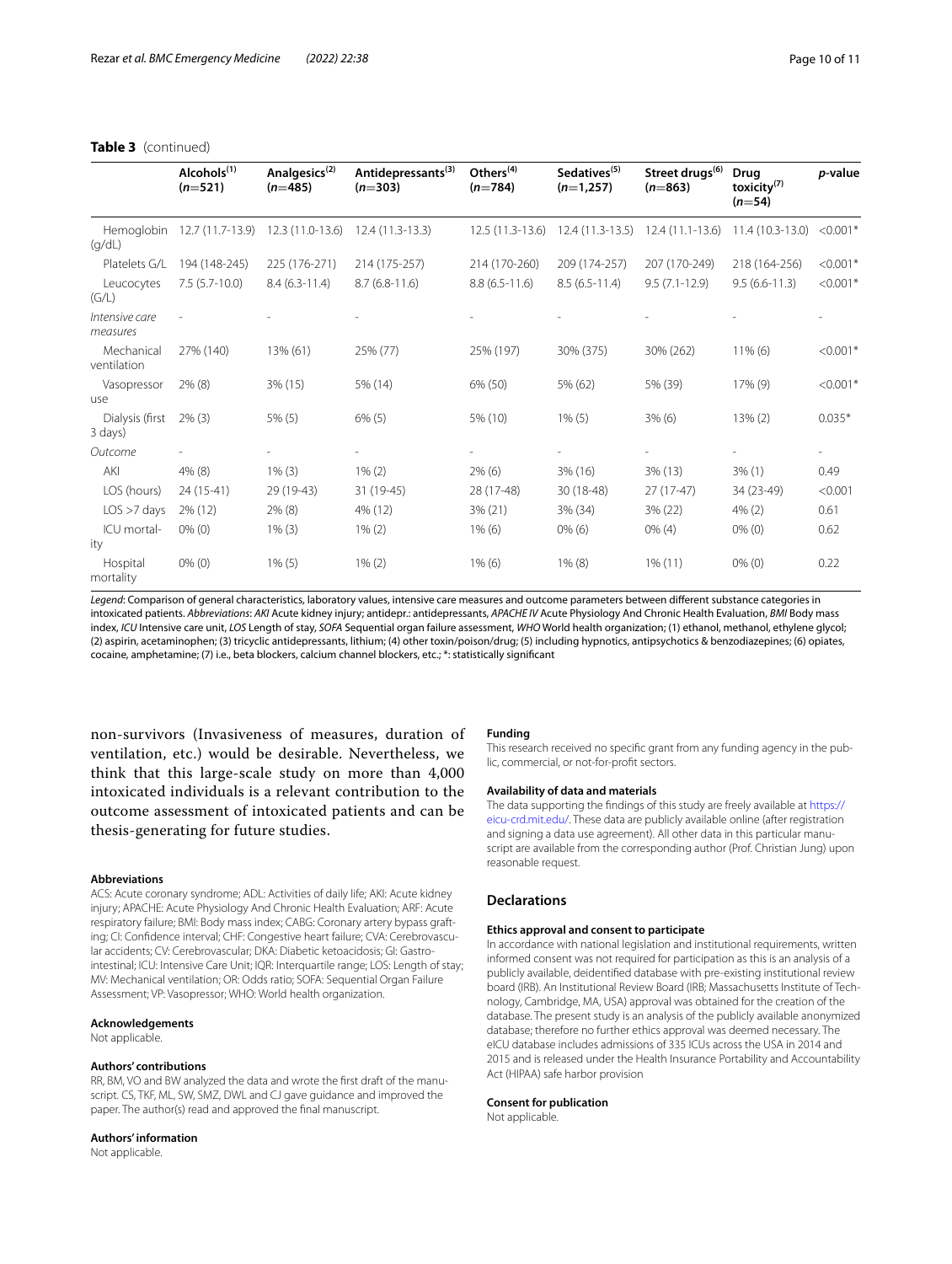**Table 3** (continued)

| | Alcohols[1] (n=521) | Analgesics[2] (n=485) | Antidepressants[3] (n=303) | Others[4] (n=784) | Sedatives[5] (n=1,257) | Street drugs[6] (n=863) | Drug toxicity[7] (n=54) | *p*-value |
|---|---|---|---|---|---|---|---|---|
| Hemoglobin (g/dL) | 12.7 (11.7-13.9) | 12.3 (11.0-13.6) | 12.4 (11.3-13.3) | 12.5 (11.3-13.6) | 12.4 (11.3-13.5) | 12.4 (11.1-13.6) | 11.4 (10.3-13.0) | <0.001* |
| Platelets G/L | 194 (148-245) | 225 (176-271) | 214 (175-257) | 214 (170-260) | 209 (174-257) | 207 (170-249) | 218 (164-256) | <0.001* |
| Leucocytes (G/L) | 7.5 (5.7-10.0) | 8.4 (6.3-11.4) | 8.7 (6.8-11.6) | 8.8 (6.5-11.6) | 8.5 (6.5-11.4) | 9.5 (7.1-12.9) | 9.5 (6.6-11.3) | <0.001* |
| *Intensive care measures* | - | - | - | - | - | - | - | - |
| Mechanical ventilation | 27% (140) | 13% (61) | 25% (77) | 25% (197) | 30% (375) | 30% (262) | 11% (6) | <0.001* |
| Vasopressor use | 2% (8) | 3% (15) | 5% (14) | 6% (50) | 5% (62) | 5% (39) | 17% (9) | <0.001* |
| Dialysis (first 3 days) | 2% (3) | 5% (5) | 6% (5) | 5% (10) | 1% (5) | 3% (6) | 13% (2) | 0.035* |
| *Outcome* | - | - | - | - | - | - | - | - |
| AKI | 4% (8) | 1% (3) | 1% (2) | 2% (6) | 3% (16) | 3% (13) | 3% (1) | 0.49 |
| LOS (hours) | 24 (15-41) | 29 (19-43) | 31 (19-45) | 28 (17-48) | 30 (18-48) | 27 (17-47) | 34 (23-49) | <0.001 |
| LOS >7 days | 2% (12) | 2% (8) | 4% (12) | 3% (21) | 3% (34) | 3% (22) | 4% (2) | 0.61 |
| ICU mortality | 0% (0) | 1% (3) | 1% (2) | 1% (6) | 0% (6) | 0% (4) | 0% (0) | 0.62 |
| Hospital mortality | 0% (0) | 1% (5) | 1% (2) | 1% (6) | 1% (8) | 1% (11) | 0% (0) | 0.22 |

*Legend*: Comparison of general characteristics, laboratory values, intensive care measures and outcome parameters between different substance categories in intoxicated patients. *Abbreviations*: *AKI* Acute kidney injury; antidepr.: antidepressants, *APACHE IV* Acute Physiology And Chronic Health Evaluation, *BMI* Body mass index, *ICU* Intensive care unit, *LOS* Length of stay, *SOFA* Sequential organ failure assessment, *WHO* World health organization; (1) ethanol, methanol, ethylene glycol; (2) aspirin, acetaminophen; (3) tricyclic antidepressants, lithium; (4) other toxin/poison/drug; (5) including hypnotics, antipsychotics & benzodiazepines; (6) opiates, cocaine, amphetamine; (7) i.e., beta blockers, calcium channel blockers, etc.; *: statistically significant

non-survivors (Invasiveness of measures, duration of ventilation, etc.) would be desirable. Nevertheless, we think that this large-scale study on more than 4,000 intoxicated individuals is a relevant contribution to the outcome assessment of intoxicated patients and can be thesis-generating for future studies.

#### Abbreviations

ACS: Acute coronary syndrome; ADL: Activities of daily life; AKI: Acute kidney injury; APACHE: Acute Physiology And Chronic Health Evaluation; ARF: Acute respiratory failure; BMI: Body mass index; CABG: Coronary artery bypass grafting; CI: Confidence interval; CHF: Congestive heart failure; CVA: Cerebrovascular accidents; CV: Cerebrovascular; DKA: Diabetic ketoacidosis; GI: Gastrointestinal; ICU: Intensive Care Unit; IQR: Interquartile range; LOS: Length of stay; MV: Mechanical ventilation; OR: Odds ratio; SOFA: Sequential Organ Failure Assessment; VP: Vasopressor; WHO: World health organization.

#### Acknowledgements

Not applicable.

#### Authors' contributions

RR, BM, VO and BW analyzed the data and wrote the first draft of the manuscript. CS, TKF, ML, SW, SMZ, DWL and CJ gave guidance and improved the paper. The author(s) read and approved the final manuscript.

#### Authors' information

Not applicable.

#### Funding

This research received no specific grant from any funding agency in the public, commercial, or not-for-profit sectors.

#### Availability of data and materials

The data supporting the findings of this study are freely available at https://eicu-crd.mit.edu/. These data are publicly available online (after registration and signing a data use agreement). All other data in this particular manuscript are available from the corresponding author (Prof. Christian Jung) upon reasonable request.

## Declarations

#### Ethics approval and consent to participate

In accordance with national legislation and institutional requirements, written informed consent was not required for participation as this is an analysis of a publicly available, deidentified database with pre-existing institutional review board (IRB). An Institutional Review Board (IRB; Massachusetts Institute of Technology, Cambridge, MA, USA) approval was obtained for the creation of the database. The present study is an analysis of the publicly available anonymized database; therefore no further ethics approval was deemed necessary. The eICU database includes admissions of 335 ICUs across the USA in 2014 and 2015 and is released under the Health Insurance Portability and Accountability Act (HIPAA) safe harbor provision

#### Consent for publication

Not applicable.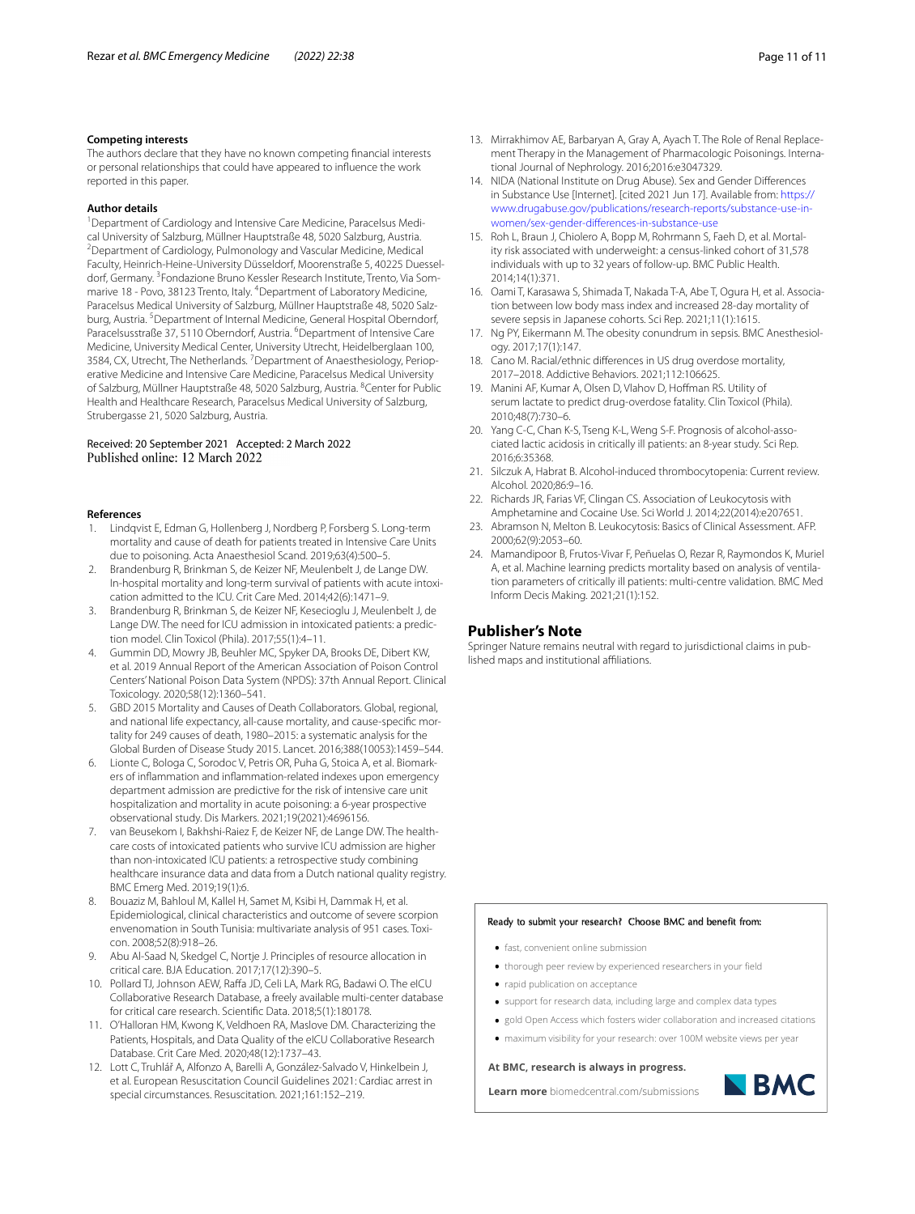### Competing interests

The authors declare that they have no known competing financial interests or personal relationships that could have appeared to influence the work reported in this paper.

### Author details

[1]Department of Cardiology and Intensive Care Medicine, Paracelsus Medical University of Salzburg, Müllner Hauptstraße 48, 5020 Salzburg, Austria. [2]Department of Cardiology, Pulmonology and Vascular Medicine, Medical Faculty, Heinrich-Heine-University Düsseldorf, Moorenstraße 5, 40225 Duesseldorf, Germany. [3]Fondazione Bruno Kessler Research Institute, Trento, Via Sommarive 18 - Povo, 38123 Trento, Italy. [4]Department of Laboratory Medicine, Paracelsus Medical University of Salzburg, Müllner Hauptstraße 48, 5020 Salzburg, Austria. [5]Department of Internal Medicine, General Hospital Oberndorf, Paracelsusstraße 37, 5110 Oberndorf, Austria. [6]Department of Intensive Care Medicine, University Medical Center, University Utrecht, Heidelberglaan 100, 3584, CX, Utrecht, The Netherlands. [7]Department of Anaesthesiology, Perioperative Medicine and Intensive Care Medicine, Paracelsus Medical University of Salzburg, Müllner Hauptstraße 48, 5020 Salzburg, Austria. [8]Center for Public Health and Healthcare Research, Paracelsus Medical University of Salzburg, Strubergasse 21, 5020 Salzburg, Austria.

Received: 20 September 2021 Accepted: 2 March 2022
Published online: 12 March 2022

### References

1. Lindqvist E, Edman G, Hollenberg J, Nordberg P, Forsberg S. Long-term mortality and cause of death for patients treated in Intensive Care Units due to poisoning. Acta Anaesthesiol Scand. 2019;63(4):500–5.
2. Brandenburg R, Brinkman S, de Keizer NF, Meulenbelt J, de Lange DW. In-hospital mortality and long-term survival of patients with acute intoxication admitted to the ICU. Crit Care Med. 2014;42(6):1471–9.
3. Brandenburg R, Brinkman S, de Keizer NF, Kesecioglu J, Meulenbelt J, de Lange DW. The need for ICU admission in intoxicated patients: a prediction model. Clin Toxicol (Phila). 2017;55(1):4–11.
4. Gummin DD, Mowry JB, Beuhler MC, Spyker DA, Brooks DE, Dibert KW, et al. 2019 Annual Report of the American Association of Poison Control Centers' National Poison Data System (NPDS): 37th Annual Report. Clinical Toxicology. 2020;58(12):1360–541.
5. GBD 2015 Mortality and Causes of Death Collaborators. Global, regional, and national life expectancy, all-cause mortality, and cause-specific mortality for 249 causes of death, 1980–2015: a systematic analysis for the Global Burden of Disease Study 2015. Lancet. 2016;388(10053):1459–544.
6. Lionte C, Bologa C, Sorodoc V, Petris OR, Puha G, Stoica A, et al. Biomarkers of inflammation and inflammation-related indexes upon emergency department admission are predictive for the risk of intensive care unit hospitalization and mortality in acute poisoning: a 6-year prospective observational study. Dis Markers. 2021;19(2021):4696156.
7. van Beusekom I, Bakhshi-Raiez F, de Keizer NF, de Lange DW. The healthcare costs of intoxicated patients who survive ICU admission are higher than non-intoxicated ICU patients: a retrospective study combining healthcare insurance data and data from a Dutch national quality registry. BMC Emerg Med. 2019;19(1):6.
8. Bouaziz M, Bahloul M, Kallel H, Samet M, Ksibi H, Dammak H, et al. Epidemiological, clinical characteristics and outcome of severe scorpion envenomation in South Tunisia: multivariate analysis of 951 cases. Toxicon. 2008;52(8):918–26.
9. Abu Al-Saad N, Skedgel C, Nortje J. Principles of resource allocation in critical care. BJA Education. 2017;17(12):390–5.
10. Pollard TJ, Johnson AEW, Raffa JD, Celi LA, Mark RG, Badawi O. The eICU Collaborative Research Database, a freely available multi-center database for critical care research. Scientific Data. 2018;5(1):180178.
11. O'Halloran HM, Kwong K, Veldhoen RA, Maslove DM. Characterizing the Patients, Hospitals, and Data Quality of the eICU Collaborative Research Database. Crit Care Med. 2020;48(12):1737–43.
12. Lott C, Truhlář A, Alfonzo A, Barelli A, González-Salvado V, Hinkelbein J, et al. European Resuscitation Council Guidelines 2021: Cardiac arrest in special circumstances. Resuscitation. 2021;161:152–219.
13. Mirrakhimov AE, Barbaryan A, Gray A, Ayach T. The Role of Renal Replacement Therapy in the Management of Pharmacologic Poisonings. International Journal of Nephrology. 2016;2016:e3047329.
14. NIDA (National Institute on Drug Abuse). Sex and Gender Differences in Substance Use [Internet]. [cited 2021 Jun 17]. Available from: https://www.drugabuse.gov/publications/research-reports/substance-use-in-women/sex-gender-differences-in-substance-use
15. Roh L, Braun J, Chiolero A, Bopp M, Rohrmann S, Faeh D, et al. Mortality risk associated with underweight: a census-linked cohort of 31,578 individuals with up to 32 years of follow-up. BMC Public Health. 2014;14(1):371.
16. Oami T, Karasawa S, Shimada T, Nakada T-A, Abe T, Ogura H, et al. Association between low body mass index and increased 28-day mortality of severe sepsis in Japanese cohorts. Sci Rep. 2021;11(1):1615.
17. Ng PY, Eikermann M. The obesity conundrum in sepsis. BMC Anesthesiology. 2017;17(1):147.
18. Cano M. Racial/ethnic differences in US drug overdose mortality, 2017–2018. Addictive Behaviors. 2021;112:106625.
19. Manini AF, Kumar A, Olsen D, Vlahov D, Hoffman RS. Utility of serum lactate to predict drug-overdose fatality. Clin Toxicol (Phila). 2010;48(7):730–6.
20. Yang C-C, Chan K-S, Tseng K-L, Weng S-F. Prognosis of alcohol-associated lactic acidosis in critically ill patients: an 8-year study. Sci Rep. 2016;6:35368.
21. Silczuk A, Habrat B. Alcohol-induced thrombocytopenia: Current review. Alcohol. 2020;86:9–16.
22. Richards JR, Farias VF, Clingan CS. Association of Leukocytosis with Amphetamine and Cocaine Use. Sci World J. 2014;22(2014):e207651.
23. Abramson N, Melton B. Leukocytosis: Basics of Clinical Assessment. AFP. 2000;62(9):2053–60.
24. Mamandipoor B, Frutos-Vivar F, Peñuelas O, Rezar R, Raymondos K, Muriel A, et al. Machine learning predicts mortality based on analysis of ventilation parameters of critically ill patients: multi-centre validation. BMC Med Inform Decis Making. 2021;21(1):152.

## Publisher's Note

Springer Nature remains neutral with regard to jurisdictional claims in published maps and institutional affiliations.

Ready to submit your research? Choose BMC and benefit from:

- fast, convenient online submission
- thorough peer review by experienced researchers in your field
- rapid publication on acceptance
- support for research data, including large and complex data types
- gold Open Access which fosters wider collaboration and increased citations
- maximum visibility for your research: over 100M website views per year

**At BMC, research is always in progress.**

**Learn more** biomedcentral.com/submissions

BMC